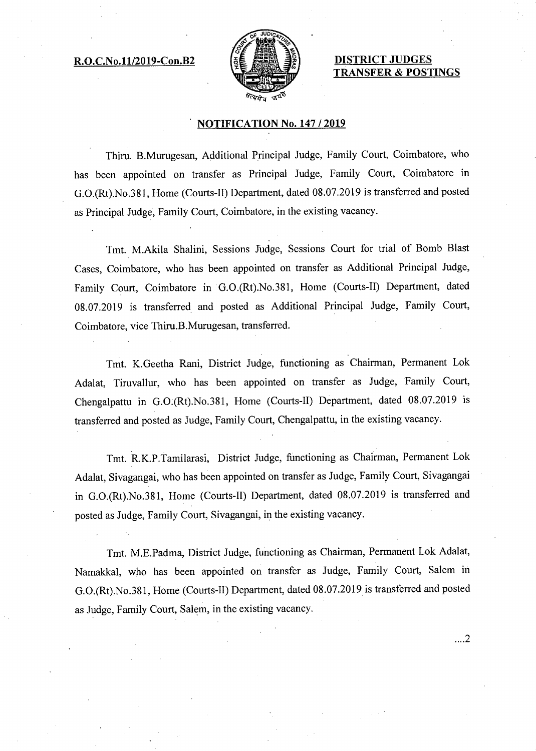**R.O.C.No.11/2019-Con.B2**

**DISTRICT JUDGES TRANSFER & POSTINGS**

## NOTIFICATION No. 147 / 2019

Thiru. B.Murugesan, Additional Principal Judge, Family Court, Coimbatore, who has been appointed on transfer as Principal Judge, Family Court, Coimbatore in G.O.(Rt).No.381, Home (Courts-II) Department, dated 08.07.2019 is transferred and posted as Principal Judge, Family Court, Coimbatore, in the existing vacancy.

Tmt. M.Akila Shalini, Sessions Judge, Sessions Court for trial of Bomb Blast Cases, Coimbatore, who has been appointed on transfer as Additional Principal Judge, Family Court, Coimbatore in G.O.(Rt).No.381, Home (Courts-II) Department, dated 08.07.2019 is transferred and posted as Additional Principal Judge, Family Court, Coimbatore, vice Thiru.B.Murugesan, transferred.

Tmt. K.Geetha Rani, District Judge, functioning as Chairman, Permanent Lok Adalat, Tiruvallur, who has been appointed on transfer as Judge, Family Court, Chengalpattu in G.O.(Rt).No.381, Home (Courts-II) Department, dated 08.07.2019 is transferred and posted as Judge, Family Court, Chengalpattu, in the existing vacancy.

Tmt. R.K.P.Tamilarasi, District Judge, functioning as Chairman, Permanent Lok Adalat, Sivagangai, who has been appointed on transfer as Judge, Family Court, Sivagangai in G.O.(Rt).No.381, Home (Courts-II) Department, dated 08.07.2019 is transferred and posted as Judge, Family Court, Sivagangai, in the existing vacancy.

Tmt. M.E.Padma, District Judge, functioning as Chairman, Permanent Lok Adalat, Namakkal, who has been appointed on transfer as Judge, Family Court, Salem in G.O.(Rt).No.381, Home (Courts-II) Department, dated 08.07.2019 is transferred and posted as Judge, Family Court, Salem, in the existing vacancy.

....2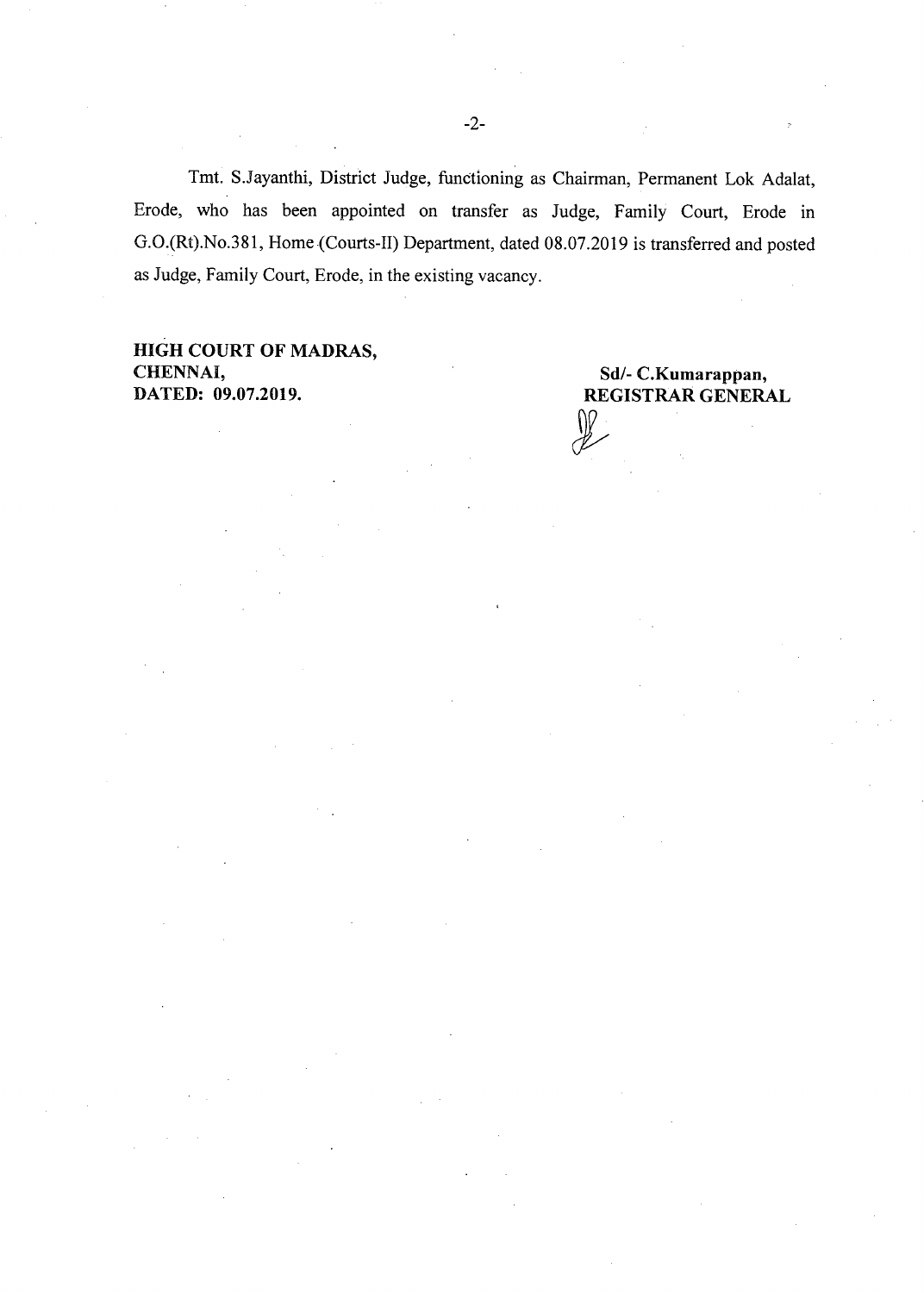Tmt. S.Jayanthi, District Judge, functioning as Chairman, Permanent Lok Adalat, Erode, who has been appointed on transfer as Judge, Family Court, Erode in G.O.(Rt).No.381, Home (Courts-II) Department, dated 08.07.2019 is transferred and posted as Judge, Family Court, Erode, in the existing vacancy.

**HIGH COURT OF MADRAS,**
**CHENNAI,**
**DATED: 09.07.2019.**

**Sd/- C.Kumarappan,**
**REGISTRAR GENERAL**